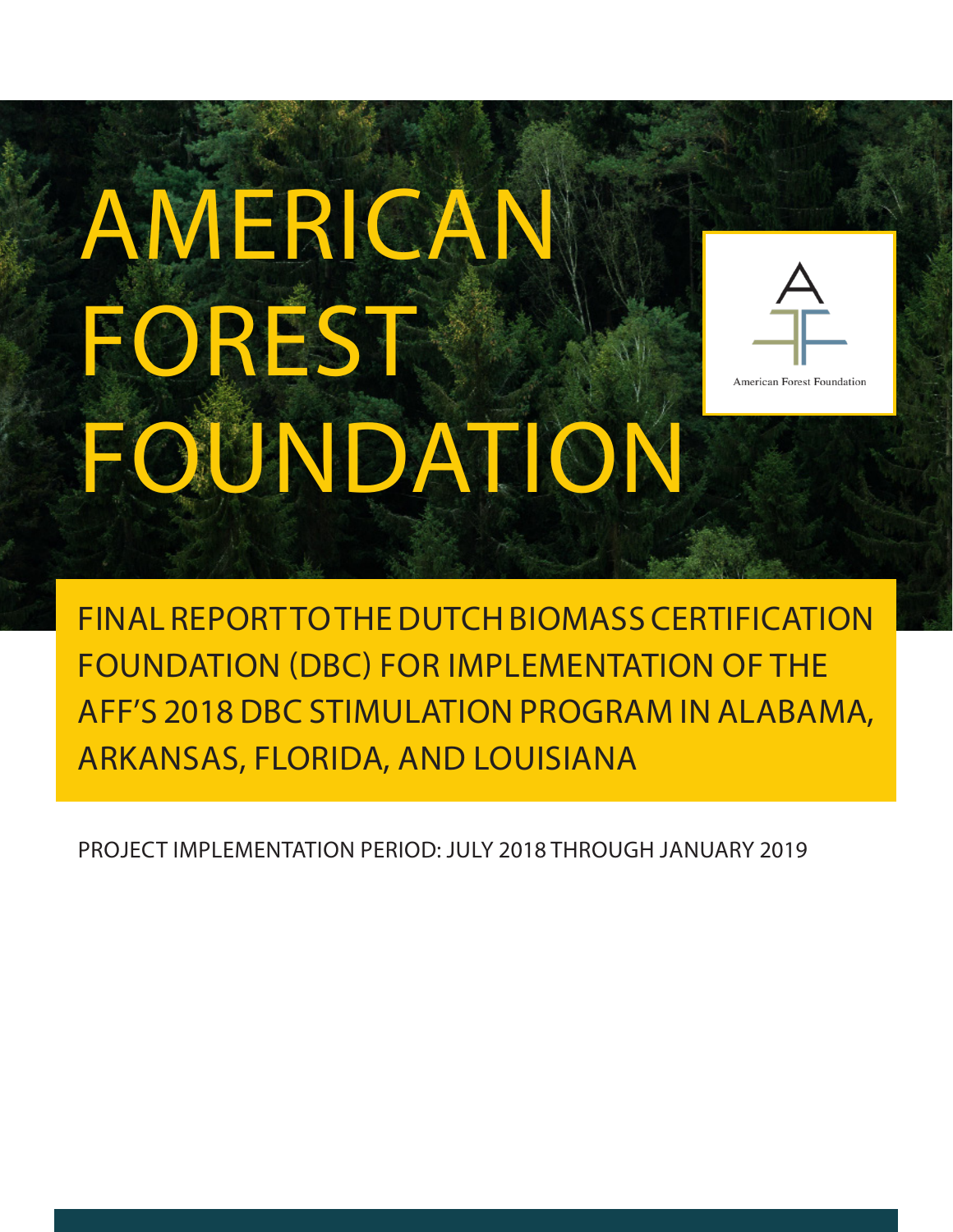# AMERICAN FOREST FOUNDATION

American Forest Foundation

## FINAL REPORT TO THE DUTCH BIOMASS CERTIFICATION FOUNDATION (DBC) FOR IMPLEMENTATION OF THE AFF'S 2018 DBC STIMULATION PROGRAM IN ALABAMA, ARKANSAS, FLORIDA, AND LOUISIANA

PROJECT IMPLEMENTATION PERIOD: JULY 2018 THROUGH JANUARY 2019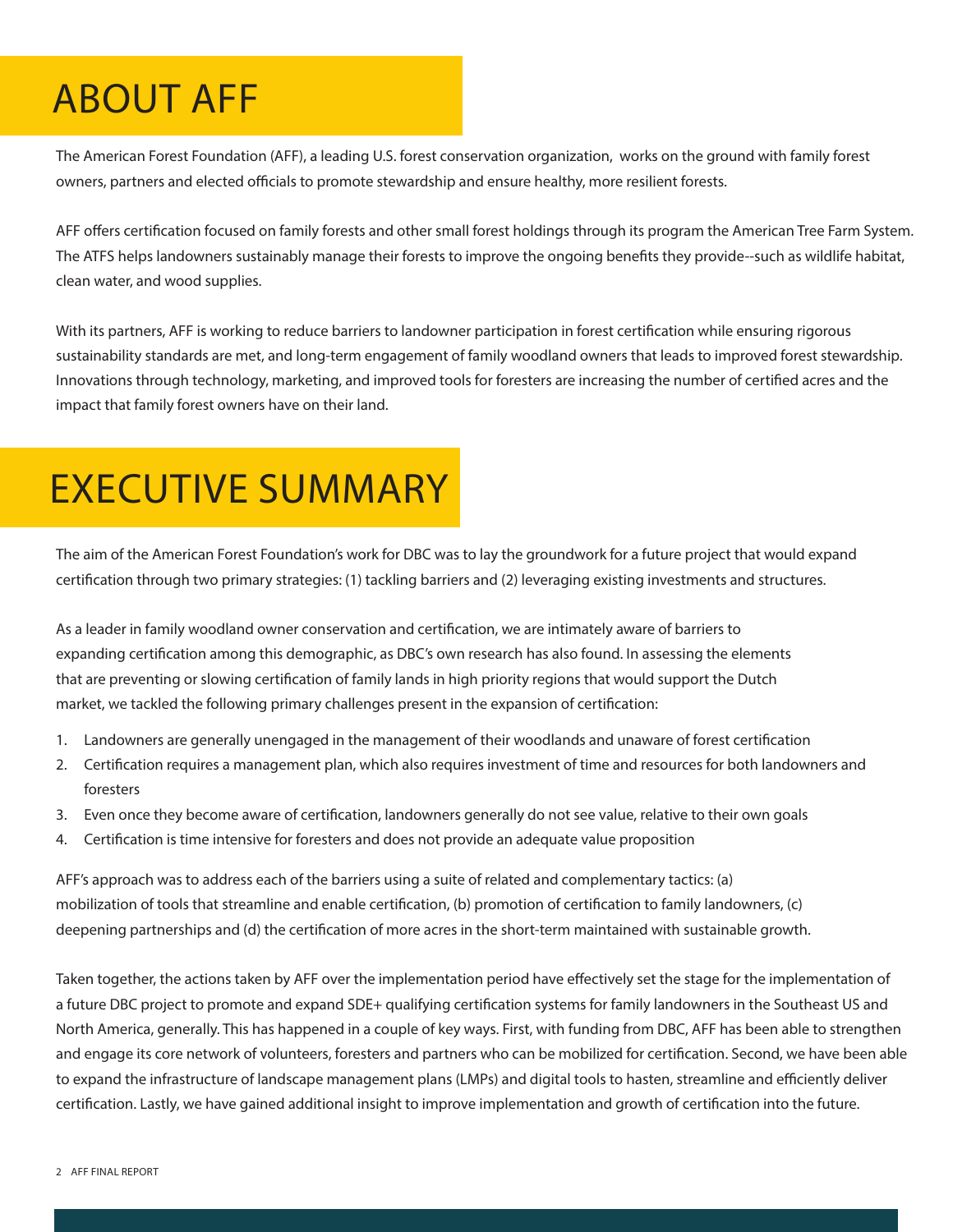# ABOUT AFF

The American Forest Foundation (AFF), a leading U.S. forest conservation organization, works on the ground with family forest owners, partners and elected officials to promote stewardship and ensure healthy, more resilient forests.

AFF offers certification focused on family forests and other small forest holdings through its program the American Tree Farm System. The ATFS helps landowners sustainably manage their forests to improve the ongoing benefits they provide--such as wildlife habitat, clean water, and wood supplies.

With its partners, AFF is working to reduce barriers to landowner participation in forest certification while ensuring rigorous sustainability standards are met, and long-term engagement of family woodland owners that leads to improved forest stewardship. Innovations through technology, marketing, and improved tools for foresters are increasing the number of certified acres and the impact that family forest owners have on their land.

# EXECUTIVE SUMMARY

The aim of the American Forest Foundation's work for DBC was to lay the groundwork for a future project that would expand certification through two primary strategies: (1) tackling barriers and (2) leveraging existing investments and structures.

As a leader in family woodland owner conservation and certification, we are intimately aware of barriers to expanding certification among this demographic, as DBC's own research has also found. In assessing the elements that are preventing or slowing certification of family lands in high priority regions that would support the Dutch market, we tackled the following primary challenges present in the expansion of certification:

1. Landowners are generally unengaged in the management of their woodlands and unaware of forest certification
2. Certification requires a management plan, which also requires investment of time and resources for both landowners and foresters
3. Even once they become aware of certification, landowners generally do not see value, relative to their own goals
4. Certification is time intensive for foresters and does not provide an adequate value proposition

AFF's approach was to address each of the barriers using a suite of related and complementary tactics: (a) mobilization of tools that streamline and enable certification, (b) promotion of certification to family landowners, (c) deepening partnerships and (d) the certification of more acres in the short-term maintained with sustainable growth.

Taken together, the actions taken by AFF over the implementation period have effectively set the stage for the implementation of a future DBC project to promote and expand SDE+ qualifying certification systems for family landowners in the Southeast US and North America, generally. This has happened in a couple of key ways. First, with funding from DBC, AFF has been able to strengthen and engage its core network of volunteers, foresters and partners who can be mobilized for certification. Second, we have been able to expand the infrastructure of landscape management plans (LMPs) and digital tools to hasten, streamline and efficiently deliver certification. Lastly, we have gained additional insight to improve implementation and growth of certification into the future.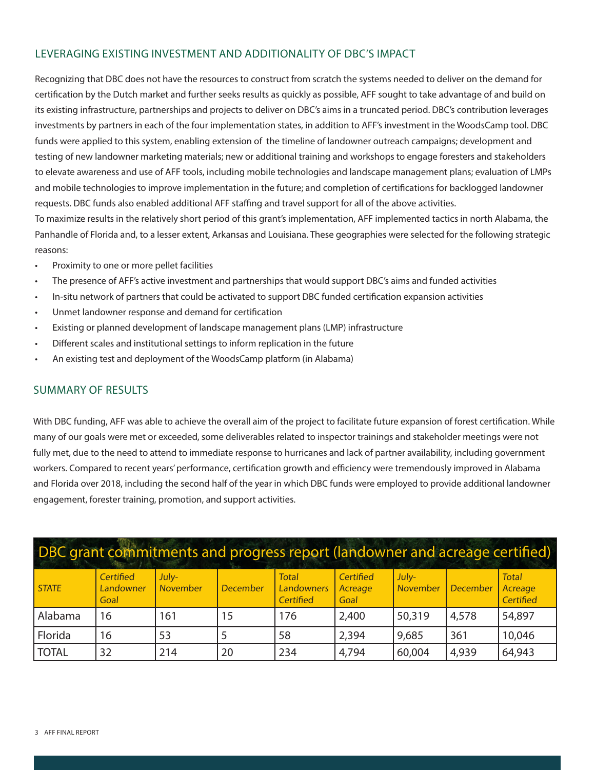## LEVERAGING EXISTING INVESTMENT AND ADDITIONALITY OF DBC'S IMPACT

Recognizing that DBC does not have the resources to construct from scratch the systems needed to deliver on the demand for certification by the Dutch market and further seeks results as quickly as possible, AFF sought to take advantage of and build on its existing infrastructure, partnerships and projects to deliver on DBC's aims in a truncated period. DBC's contribution leverages investments by partners in each of the four implementation states, in addition to AFF's investment in the WoodsCamp tool. DBC funds were applied to this system, enabling extension of the timeline of landowner outreach campaigns; development and testing of new landowner marketing materials; new or additional training and workshops to engage foresters and stakeholders to elevate awareness and use of AFF tools, including mobile technologies and landscape management plans; evaluation of LMPs and mobile technologies to improve implementation in the future; and completion of certifications for backlogged landowner requests. DBC funds also enabled additional AFF staffing and travel support for all of the above activities.

To maximize results in the relatively short period of this grant's implementation, AFF implemented tactics in north Alabama, the Panhandle of Florida and, to a lesser extent, Arkansas and Louisiana. These geographies were selected for the following strategic reasons:

- Proximity to one or more pellet facilities
- The presence of AFF's active investment and partnerships that would support DBC's aims and funded activities
- In-situ network of partners that could be activated to support DBC funded certification expansion activities
- Unmet landowner response and demand for certification
- Existing or planned development of landscape management plans (LMP) infrastructure
- Different scales and institutional settings to inform replication in the future
- An existing test and deployment of the WoodsCamp platform (in Alabama)

## SUMMARY OF RESULTS

With DBC funding, AFF was able to achieve the overall aim of the project to facilitate future expansion of forest certification. While many of our goals were met or exceeded, some deliverables related to inspector trainings and stakeholder meetings were not fully met, due to the need to attend to immediate response to hurricanes and lack of partner availability, including government workers. Compared to recent years' performance, certification growth and efficiency were tremendously improved in Alabama and Florida over 2018, including the second half of the year in which DBC funds were employed to provide additional landowner engagement, forester training, promotion, and support activities.

**DBC grant commitments and progress report (landowner and acreage certified)**

| *STATE* | *Certified Landowner Goal* | *July-November* | *December* | *Total Landowners Certified* | *Certified Acreage Goal* | *July-November* | *December* | *Total Acreage Certified* |
|---|---|---|---|---|---|---|---|---|
| Alabama | 16 | 161 | 15 | 176 | 2,400 | 50,319 | 4,578 | 54,897 |
| Florida | 16 | 53 | 5 | 58 | 2,394 | 9,685 | 361 | 10,046 |
| TOTAL | 32 | 214 | 20 | 234 | 4,794 | 60,004 | 4,939 | 64,943 |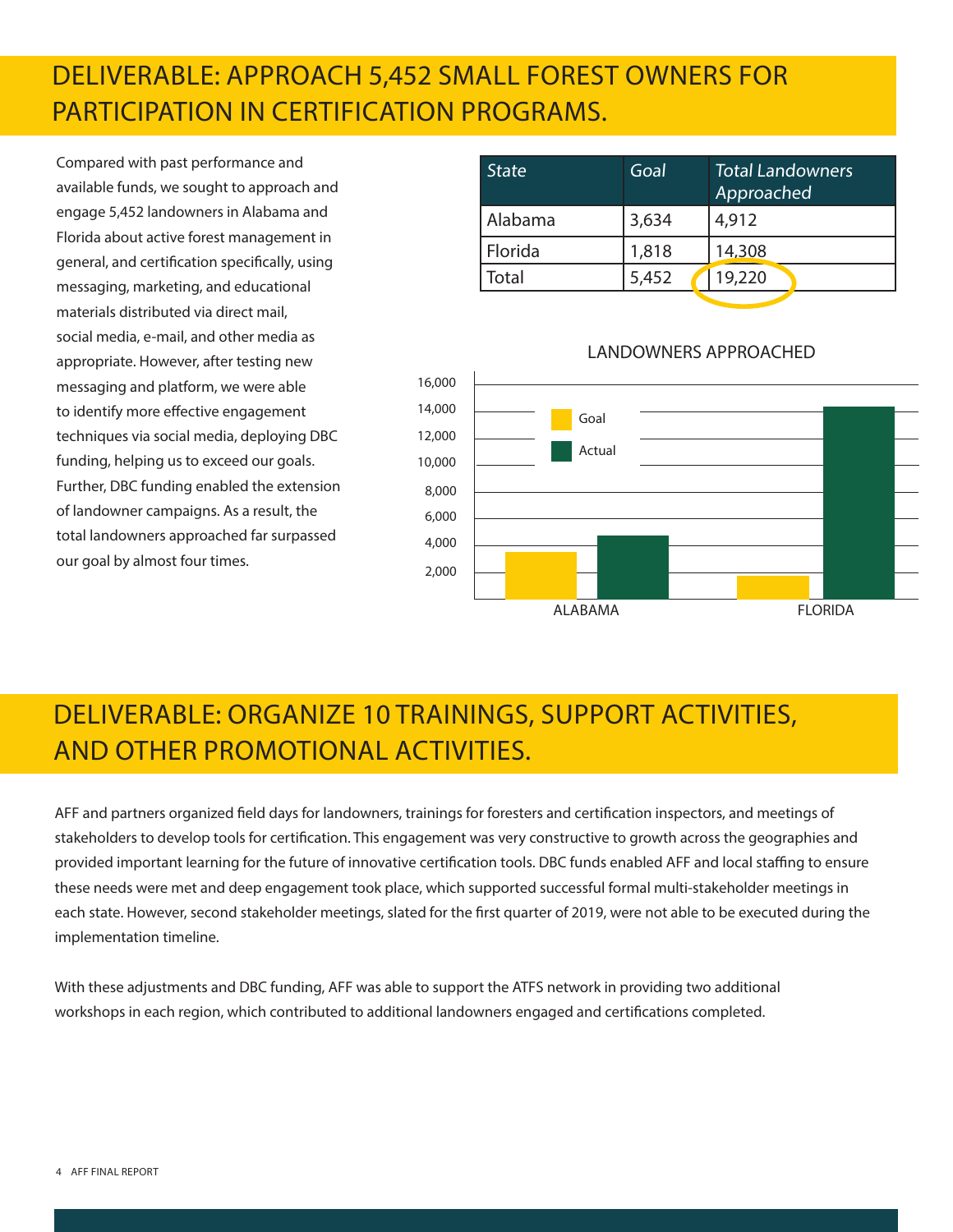## DELIVERABLE: APPROACH 5,452 SMALL FOREST OWNERS FOR PARTICIPATION IN CERTIFICATION PROGRAMS.

Compared with past performance and available funds, we sought to approach and engage 5,452 landowners in Alabama and Florida about active forest management in general, and certification specifically, using messaging, marketing, and educational materials distributed via direct mail, social media, e-mail, and other media as appropriate. However, after testing new messaging and platform, we were able to identify more effective engagement techniques via social media, deploying DBC funding, helping us to exceed our goals. Further, DBC funding enabled the extension of landowner campaigns. As a result, the total landowners approached far surpassed our goal by almost four times.

| State | Goal | Total Landowners Approached |
|---|---|---|
| Alabama | 3,634 | 4,912 |
| Florida | 1,818 | 14,308 |
| Total | 5,452 | 19,220 |

LANDOWNERS APPROACHED

## DELIVERABLE: ORGANIZE 10 TRAININGS, SUPPORT ACTIVITIES, AND OTHER PROMOTIONAL ACTIVITIES.

AFF and partners organized field days for landowners, trainings for foresters and certification inspectors, and meetings of stakeholders to develop tools for certification. This engagement was very constructive to growth across the geographies and provided important learning for the future of innovative certification tools. DBC funds enabled AFF and local staffing to ensure these needs were met and deep engagement took place, which supported successful formal multi-stakeholder meetings in each state. However, second stakeholder meetings, slated for the first quarter of 2019, were not able to be executed during the implementation timeline.

With these adjustments and DBC funding, AFF was able to support the ATFS network in providing two additional workshops in each region, which contributed to additional landowners engaged and certifications completed.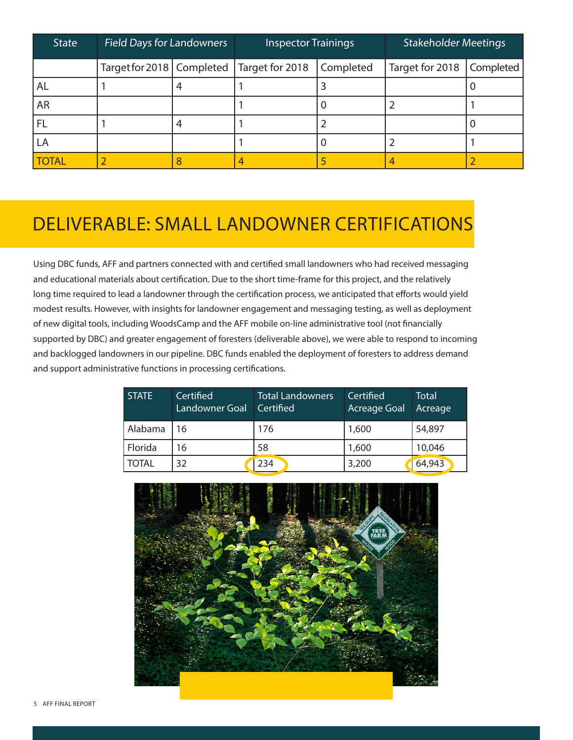| State | Field Days for Landowners | | Inspector Trainings | | Stakeholder Meetings | |
|---|---|---|---|---|---|---|
| | Target for 2018 | Completed | Target for 2018 | Completed | Target for 2018 | Completed |
| AL | 1 | 4 | 1 | 3 | | 0 |
| AR | | | 1 | 0 | 2 | 1 |
| FL | 1 | 4 | 1 | 2 | | 0 |
| LA | | | 1 | 0 | 2 | 1 |
| TOTAL | 2 | 8 | 4 | 5 | 4 | 2 |

# DELIVERABLE: SMALL LANDOWNER CERTIFICATIONS

Using DBC funds, AFF and partners connected with and certified small landowners who had received messaging and educational materials about certification. Due to the short time-frame for this project, and the relatively long time required to lead a landowner through the certification process, we anticipated that efforts would yield modest results. However, with insights for landowner engagement and messaging testing, as well as deployment of new digital tools, including WoodsCamp and the AFF mobile on-line administrative tool (not financially supported by DBC) and greater engagement of foresters (deliverable above), we were able to respond to incoming and backlogged landowners in our pipeline. DBC funds enabled the deployment of foresters to address demand and support administrative functions in processing certifications.

| STATE | Certified Landowner Goal | Total Landowners Certified | Certified Acreage Goal | Total Acreage |
|---|---|---|---|---|
| Alabama | 16 | 176 | 1,600 | 54,897 |
| Florida | 16 | 58 | 1,600 | 10,046 |
| TOTAL | 32 | 234 | 3,200 | 64,943 |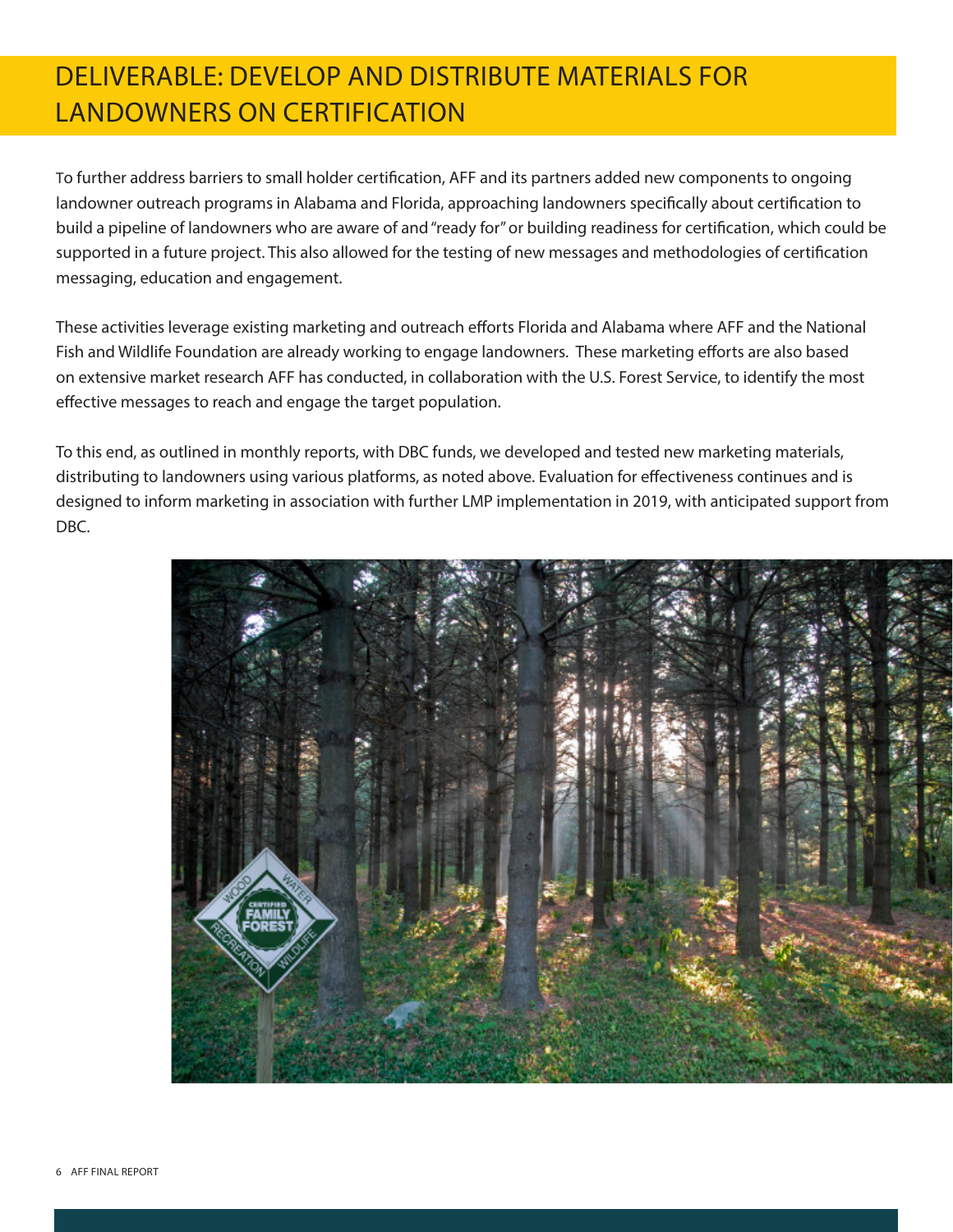## DELIVERABLE: DEVELOP AND DISTRIBUTE MATERIALS FOR LANDOWNERS ON CERTIFICATION

To further address barriers to small holder certification, AFF and its partners added new components to ongoing landowner outreach programs in Alabama and Florida, approaching landowners specifically about certification to build a pipeline of landowners who are aware of and "ready for" or building readiness for certification, which could be supported in a future project. This also allowed for the testing of new messages and methodologies of certification messaging, education and engagement.

These activities leverage existing marketing and outreach efforts Florida and Alabama where AFF and the National Fish and Wildlife Foundation are already working to engage landowners. These marketing efforts are also based on extensive market research AFF has conducted, in collaboration with the U.S. Forest Service, to identify the most effective messages to reach and engage the target population.

To this end, as outlined in monthly reports, with DBC funds, we developed and tested new marketing materials, distributing to landowners using various platforms, as noted above. Evaluation for effectiveness continues and is designed to inform marketing in association with further LMP implementation in 2019, with anticipated support from DBC.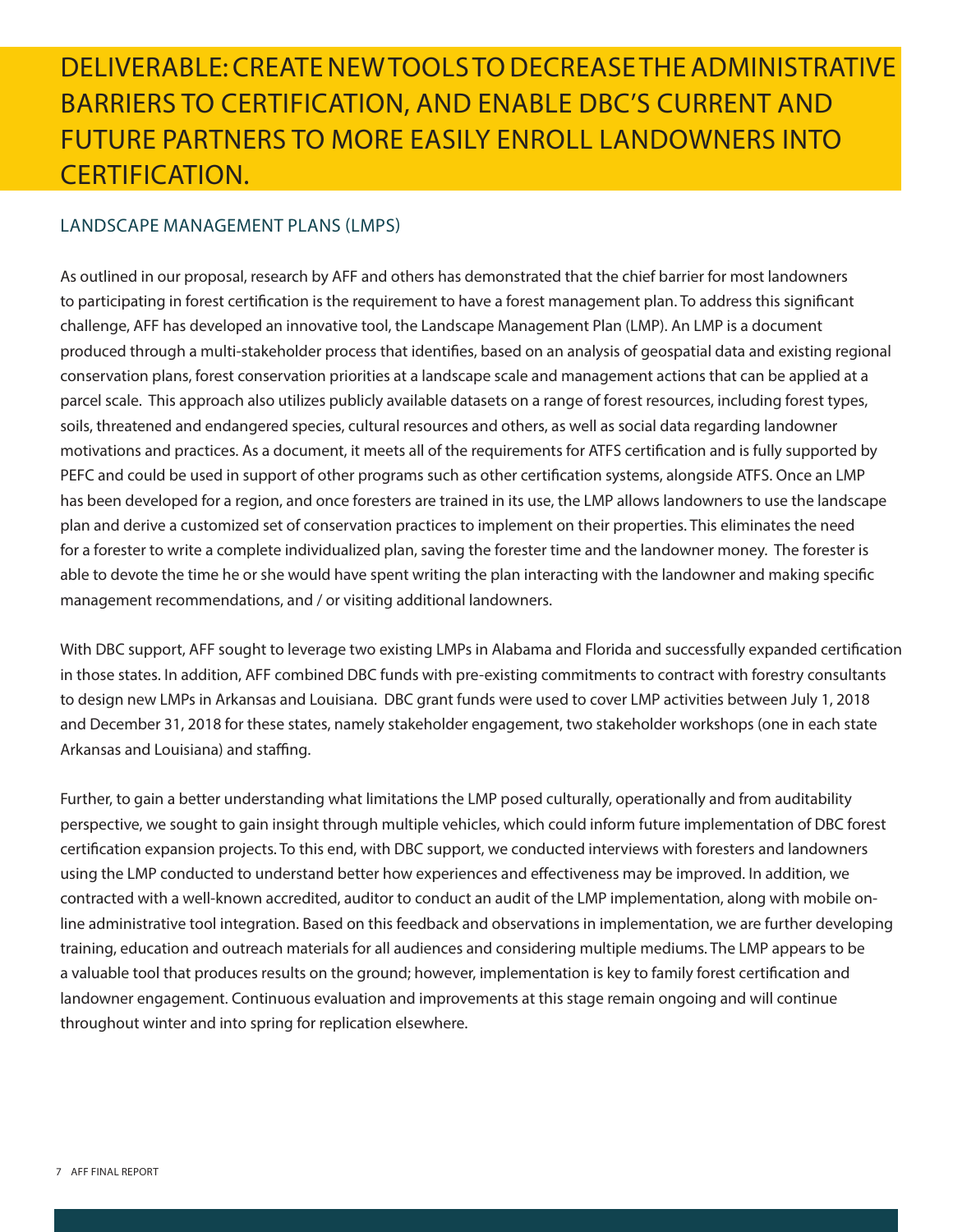# DELIVERABLE: CREATE NEW TOOLS TO DECREASE THE ADMINISTRATIVE BARRIERS TO CERTIFICATION, AND ENABLE DBC'S CURRENT AND FUTURE PARTNERS TO MORE EASILY ENROLL LANDOWNERS INTO CERTIFICATION.

## LANDSCAPE MANAGEMENT PLANS (LMPS)

As outlined in our proposal, research by AFF and others has demonstrated that the chief barrier for most landowners to participating in forest certification is the requirement to have a forest management plan. To address this significant challenge, AFF has developed an innovative tool, the Landscape Management Plan (LMP). An LMP is a document produced through a multi-stakeholder process that identifies, based on an analysis of geospatial data and existing regional conservation plans, forest conservation priorities at a landscape scale and management actions that can be applied at a parcel scale. This approach also utilizes publicly available datasets on a range of forest resources, including forest types, soils, threatened and endangered species, cultural resources and others, as well as social data regarding landowner motivations and practices. As a document, it meets all of the requirements for ATFS certification and is fully supported by PEFC and could be used in support of other programs such as other certification systems, alongside ATFS. Once an LMP has been developed for a region, and once foresters are trained in its use, the LMP allows landowners to use the landscape plan and derive a customized set of conservation practices to implement on their properties. This eliminates the need for a forester to write a complete individualized plan, saving the forester time and the landowner money. The forester is able to devote the time he or she would have spent writing the plan interacting with the landowner and making specific management recommendations, and / or visiting additional landowners.

With DBC support, AFF sought to leverage two existing LMPs in Alabama and Florida and successfully expanded certification in those states. In addition, AFF combined DBC funds with pre-existing commitments to contract with forestry consultants to design new LMPs in Arkansas and Louisiana. DBC grant funds were used to cover LMP activities between July 1, 2018 and December 31, 2018 for these states, namely stakeholder engagement, two stakeholder workshops (one in each state Arkansas and Louisiana) and staffing.

Further, to gain a better understanding what limitations the LMP posed culturally, operationally and from auditability perspective, we sought to gain insight through multiple vehicles, which could inform future implementation of DBC forest certification expansion projects. To this end, with DBC support, we conducted interviews with foresters and landowners using the LMP conducted to understand better how experiences and effectiveness may be improved. In addition, we contracted with a well-known accredited, auditor to conduct an audit of the LMP implementation, along with mobile on-line administrative tool integration. Based on this feedback and observations in implementation, we are further developing training, education and outreach materials for all audiences and considering multiple mediums. The LMP appears to be a valuable tool that produces results on the ground; however, implementation is key to family forest certification and landowner engagement. Continuous evaluation and improvements at this stage remain ongoing and will continue throughout winter and into spring for replication elsewhere.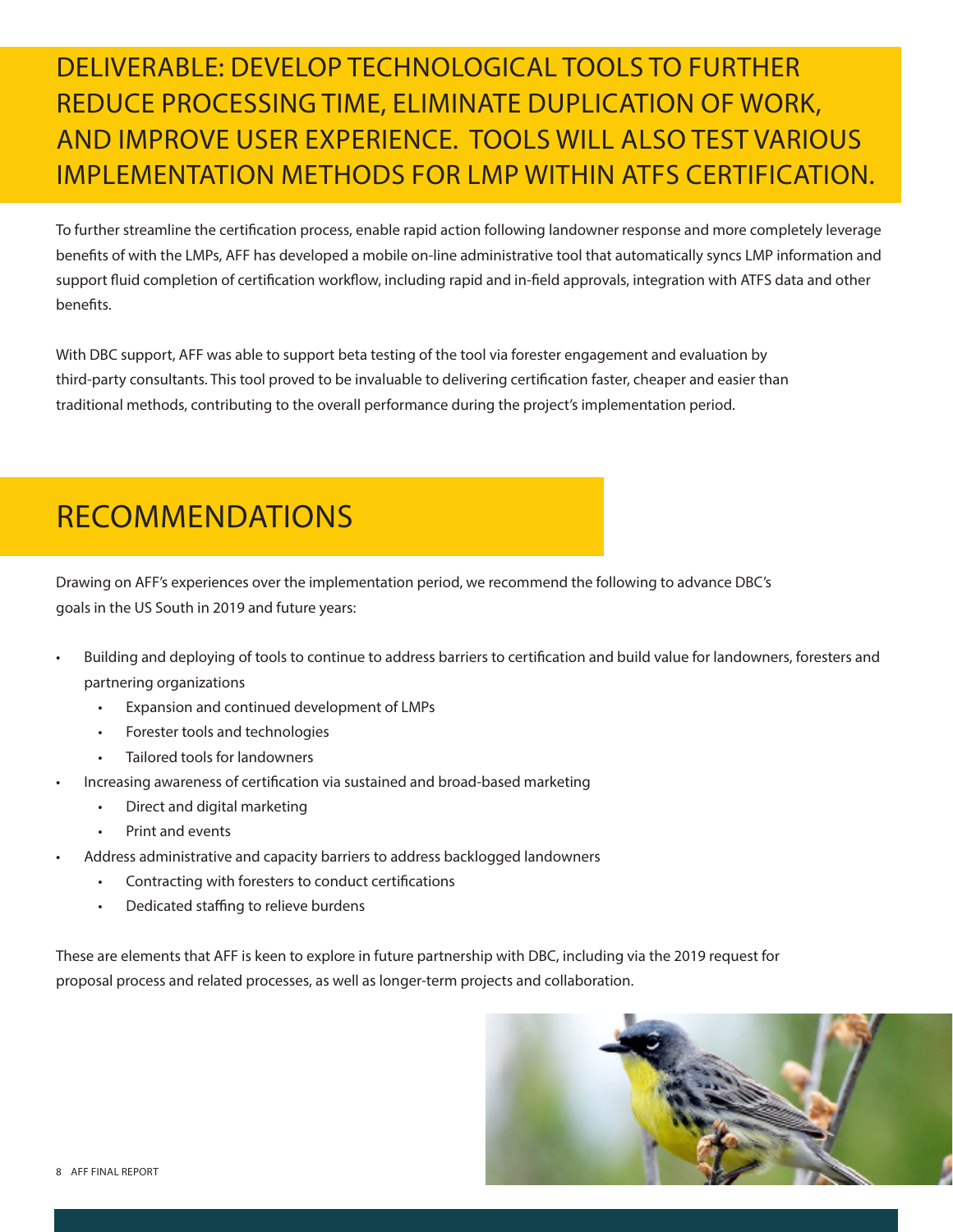## DELIVERABLE: DEVELOP TECHNOLOGICAL TOOLS TO FURTHER REDUCE PROCESSING TIME, ELIMINATE DUPLICATION OF WORK, AND IMPROVE USER EXPERIENCE. TOOLS WILL ALSO TEST VARIOUS IMPLEMENTATION METHODS FOR LMP WITHIN ATFS CERTIFICATION.

To further streamline the certification process, enable rapid action following landowner response and more completely leverage benefits of with the LMPs, AFF has developed a mobile on-line administrative tool that automatically syncs LMP information and support fluid completion of certification workflow, including rapid and in-field approvals, integration with ATFS data and other benefits.

With DBC support, AFF was able to support beta testing of the tool via forester engagement and evaluation by third-party consultants. This tool proved to be invaluable to delivering certification faster, cheaper and easier than traditional methods, contributing to the overall performance during the project's implementation period.

## RECOMMENDATIONS

Drawing on AFF's experiences over the implementation period, we recommend the following to advance DBC's goals in the US South in 2019 and future years:

- Building and deploying of tools to continue to address barriers to certification and build value for landowners, foresters and partnering organizations
  - Expansion and continued development of LMPs
  - Forester tools and technologies
  - Tailored tools for landowners
- Increasing awareness of certification via sustained and broad-based marketing
  - Direct and digital marketing
  - Print and events
- Address administrative and capacity barriers to address backlogged landowners
  - Contracting with foresters to conduct certifications
  - Dedicated staffing to relieve burdens

These are elements that AFF is keen to explore in future partnership with DBC, including via the 2019 request for proposal process and related processes, as well as longer-term projects and collaboration.